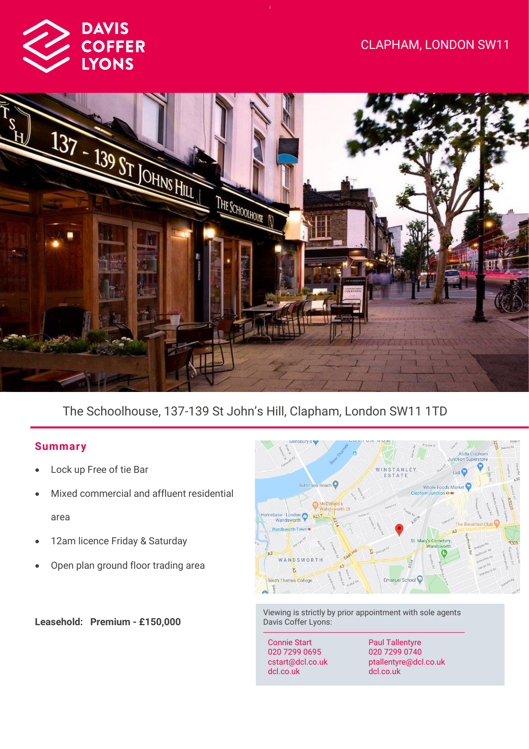DAVIS COFFER LYONS

CLAPHAM, LONDON SW11

The Schoolhouse, 137-139 St John's Hill, Clapham, London SW11 1TD

## Summary

- Lock up Free of tie Bar
- Mixed commercial and affluent residential area
- 12am licence Friday & Saturday
- Open plan ground floor trading area

**Leasehold: Premium - £150,000**

Viewing is strictly by prior appointment with sole agents Davis Coffer Lyons:

Connie Start
020 7299 0695
cstart@dcl.co.uk
dcl.co.uk

Paul Tallentyre
020 7299 0740
ptallentyre@dcl.co.uk
dcl.co.uk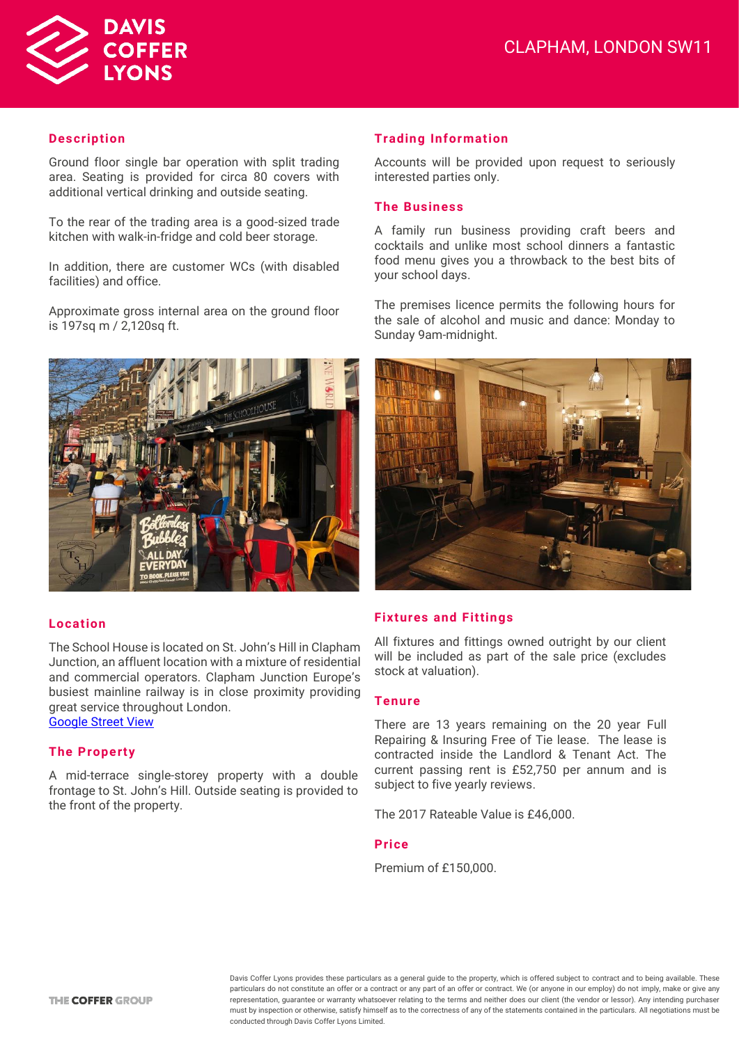CLAPHAM, LONDON SW11

## Description

Ground floor single bar operation with split trading area. Seating is provided for circa 80 covers with additional vertical drinking and outside seating.

To the rear of the trading area is a good-sized trade kitchen with walk-in-fridge and cold beer storage.

In addition, there are customer WCs (with disabled facilities) and office.

Approximate gross internal area on the ground floor is 197sq m / 2,120sq ft.

## Trading Information

Accounts will be provided upon request to seriously interested parties only.

## The Business

A family run business providing craft beers and cocktails and unlike most school dinners a fantastic food menu gives you a throwback to the best bits of your school days.

The premises licence permits the following hours for the sale of alcohol and music and dance: Monday to Sunday 9am-midnight.

## Location

The School House is located on St. John's Hill in Clapham Junction, an affluent location with a mixture of residential and commercial operators. Clapham Junction Europe's busiest mainline railway is in close proximity providing great service throughout London.
Google Street View

## The Property

A mid-terrace single-storey property with a double frontage to St. John's Hill. Outside seating is provided to the front of the property.

## Fixtures and Fittings

All fixtures and fittings owned outright by our client will be included as part of the sale price (excludes stock at valuation).

## Tenure

There are 13 years remaining on the 20 year Full Repairing & Insuring Free of Tie lease. The lease is contracted inside the Landlord & Tenant Act. The current passing rent is £52,750 per annum and is subject to five yearly reviews.

The 2017 Rateable Value is £46,000.

## Price

Premium of £150,000.

THE COFFER GROUP

Davis Coffer Lyons provides these particulars as a general guide to the property, which is offered subject to contract and to being available. These particulars do not constitute an offer or a contract or any part of an offer or contract. We (or anyone in our employ) do not imply, make or give any representation, guarantee or warranty whatsoever relating to the terms and neither does our client (the vendor or lessor). Any intending purchaser must by inspection or otherwise, satisfy himself as to the correctness of any of the statements contained in the particulars. All negotiations must be conducted through Davis Coffer Lyons Limited.